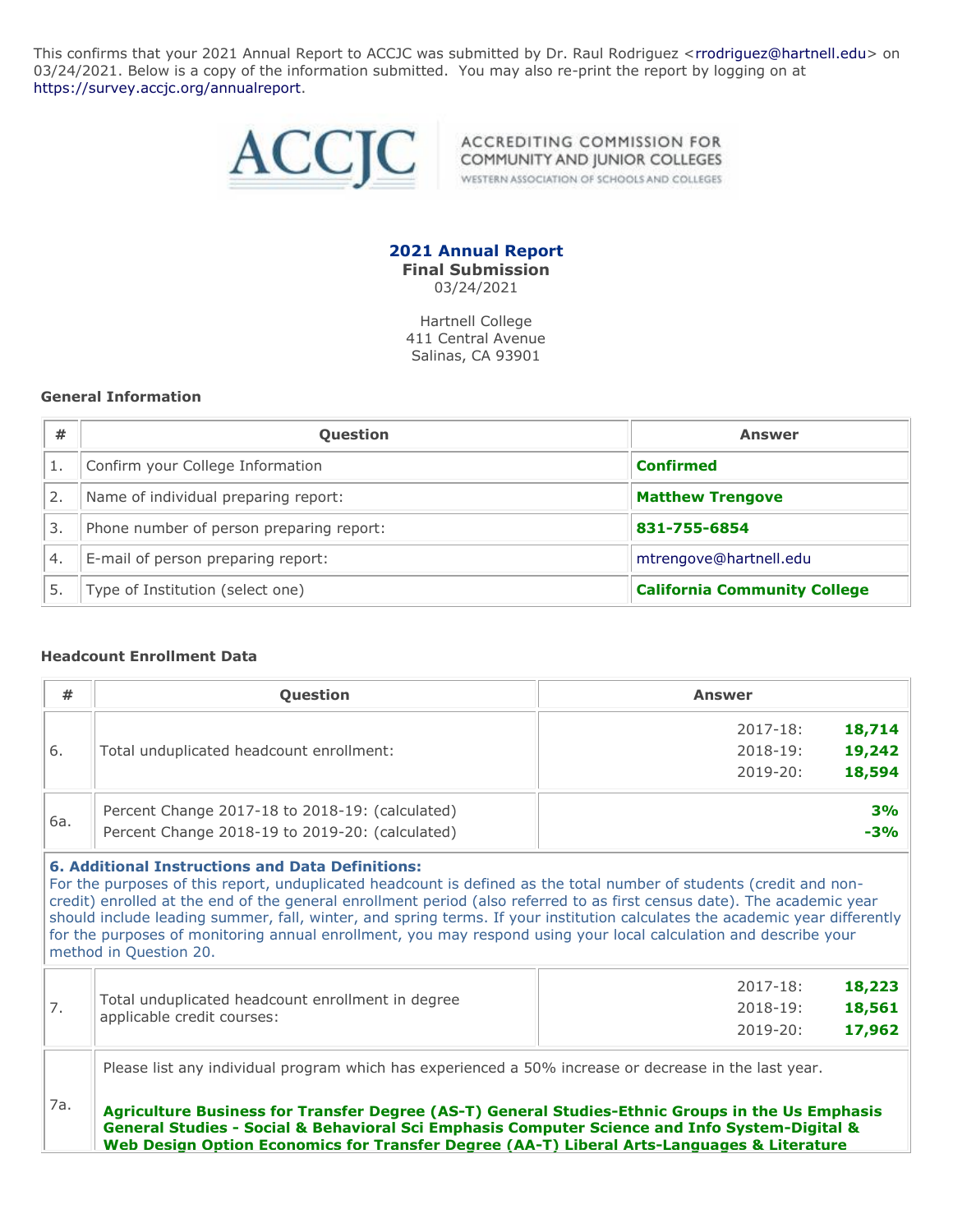This confirms that your 2021 Annual Report to ACCJC was submitted by Dr. Raul Rodriguez <rrodriguez@hartnell.edu> on 03/24/2021. Below is a copy of the information submitted. You may also re-print the report by logging on at https://survey.accjc.org/annualreport.

ACCJC — ACCREDITING COMMISSION FOR COMMUNITY AND JUNIOR COLLEGES — WESTERN ASSOCIATION OF SCHOOLS AND COLLEGES

## 2021 Annual Report

**Final Submission**

03/24/2021

Hartnell College
411 Central Avenue
Salinas, CA 93901

### General Information

| # | Question | Answer |
|---|---|---|
| 1. | Confirm your College Information | **Confirmed** |
| 2. | Name of individual preparing report: | **Matthew Trengove** |
| 3. | Phone number of person preparing report: | **831-755-6854** |
| 4. | E-mail of person preparing report: | mtrengove@hartnell.edu |
| 5. | Type of Institution (select one) | **California Community College** |

### Headcount Enrollment Data

| # | Question | Answer |
|---|---|---|
| 6. | Total unduplicated headcount enrollment: | 2017-18: **18,714**<br>2018-19: **19,242**<br>2019-20: **18,594** |
| 6a. | Percent Change 2017-18 to 2018-19: (calculated)<br>Percent Change 2018-19 to 2019-20: (calculated) | **3%**<br>**-3%** |
| | **6. Additional Instructions and Data Definitions:** For the purposes of this report, unduplicated headcount is defined as the total number of students (credit and non-credit) enrolled at the end of the general enrollment period (also referred to as first census date). The academic year should include leading summer, fall, winter, and spring terms. If your institution calculates the academic year differently for the purposes of monitoring annual enrollment, you may respond using your local calculation and describe your method in Question 20. | |
| 7. | Total unduplicated headcount enrollment in degree applicable credit courses: | 2017-18: **18,223**<br>2018-19: **18,561**<br>2019-20: **17,962** |
| 7a. | Please list any individual program which has experienced a 50% increase or decrease in the last year.<br><br>**Agriculture Business for Transfer Degree (AS-T) General Studies-Ethnic Groups in the Us Emphasis General Studies - Social & Behavioral Sci Emphasis Computer Science and Info System-Digital & Web Design Option Economics for Transfer Degree (AA-T) Liberal Arts-Languages & Literature** | |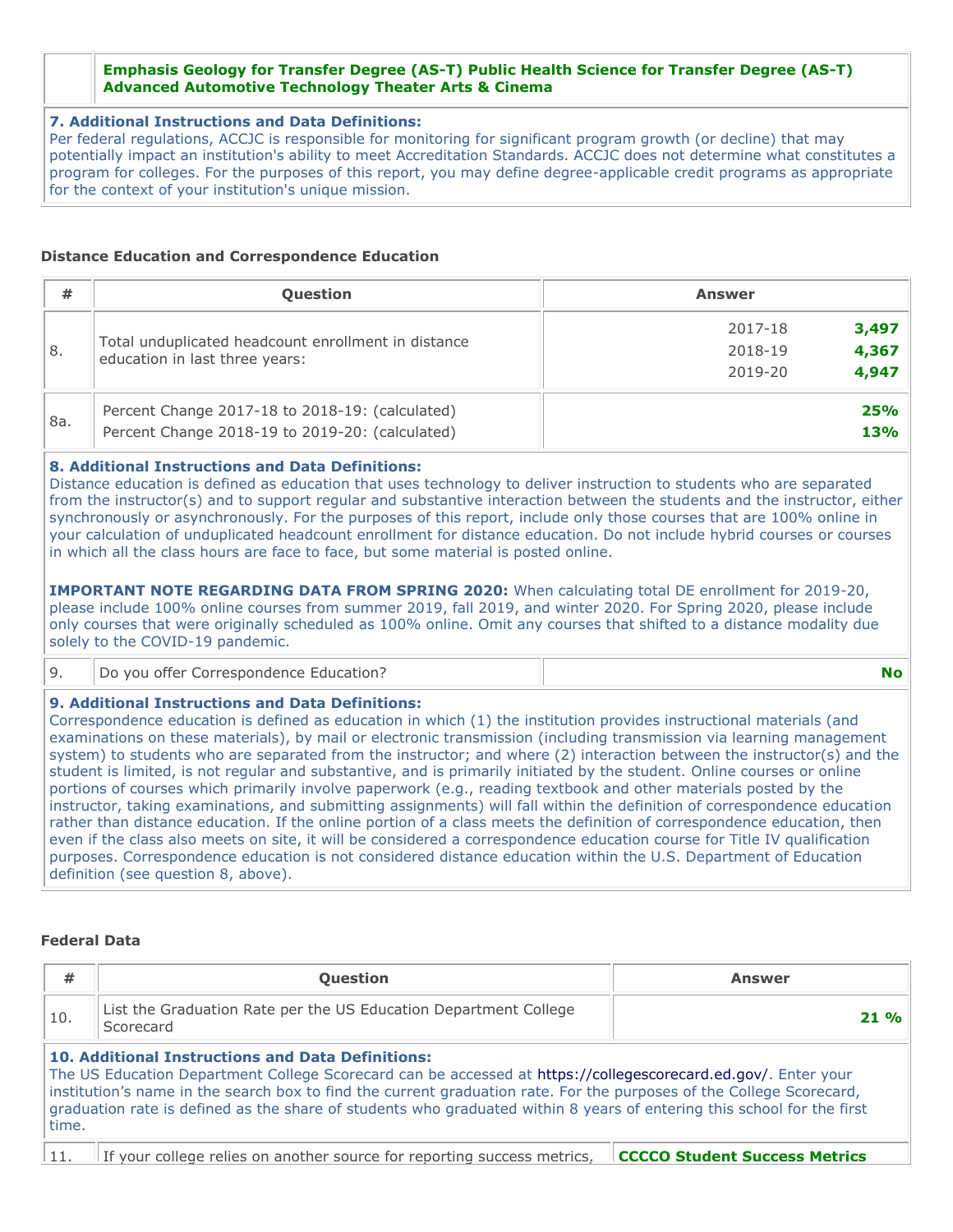| | |
|---|---|
| | **Emphasis Geology for Transfer Degree (AS-T) Public Health Science for Transfer Degree (AS-T) Advanced Automotive Technology Theater Arts & Cinema** |

**7. Additional Instructions and Data Definitions:**
Per federal regulations, ACCJC is responsible for monitoring for significant program growth (or decline) that may potentially impact an institution's ability to meet Accreditation Standards. ACCJC does not determine what constitutes a program for colleges. For the purposes of this report, you may define degree-applicable credit programs as appropriate for the context of your institution's unique mission.

### Distance Education and Correspondence Education

| # | Question | Answer |
|---|---|---|
| 8. | Total unduplicated headcount enrollment in distance education in last three years: | 2017-18 **3,497**<br>2018-19 **4,367**<br>2019-20 **4,947** |
| 8a. | Percent Change 2017-18 to 2018-19: (calculated)<br>Percent Change 2018-19 to 2019-20: (calculated) | **25%**<br>**13%** |

**8. Additional Instructions and Data Definitions:**
Distance education is defined as education that uses technology to deliver instruction to students who are separated from the instructor(s) and to support regular and substantive interaction between the students and the instructor, either synchronously or asynchronously. For the purposes of this report, include only those courses that are 100% online in your calculation of unduplicated headcount enrollment for distance education. Do not include hybrid courses or courses in which all the class hours are face to face, but some material is posted online.

**IMPORTANT NOTE REGARDING DATA FROM SPRING 2020:** When calculating total DE enrollment for 2019-20, please include 100% online courses from summer 2019, fall 2019, and winter 2020. For Spring 2020, please include only courses that were originally scheduled as 100% online. Omit any courses that shifted to a distance modality due solely to the COVID-19 pandemic.

| # | Question | Answer |
|---|---|---|
| 9. | Do you offer Correspondence Education? | **No** |

**9. Additional Instructions and Data Definitions:**
Correspondence education is defined as education in which (1) the institution provides instructional materials (and examinations on these materials), by mail or electronic transmission (including transmission via learning management system) to students who are separated from the instructor; and where (2) interaction between the instructor(s) and the student is limited, is not regular and substantive, and is primarily initiated by the student. Online courses or online portions of courses which primarily involve paperwork (e.g., reading textbook and other materials posted by the instructor, taking examinations, and submitting assignments) will fall within the definition of correspondence education rather than distance education. If the online portion of a class meets the definition of correspondence education, then even if the class also meets on site, it will be considered a correspondence education course for Title IV qualification purposes. Correspondence education is not considered distance education within the U.S. Department of Education definition (see question 8, above).

### Federal Data

| # | Question | Answer |
|---|---|---|
| 10. | List the Graduation Rate per the US Education Department College Scorecard | **21 %** |

**10. Additional Instructions and Data Definitions:**
The US Education Department College Scorecard can be accessed at https://collegescorecard.ed.gov/. Enter your institution's name in the search box to find the current graduation rate. For the purposes of the College Scorecard, graduation rate is defined as the share of students who graduated within 8 years of entering this school for the first time.

| # | Question | Answer |
|---|---|---|
| 11. | If your college relies on another source for reporting success metrics, | **CCCCO Student Success Metrics** |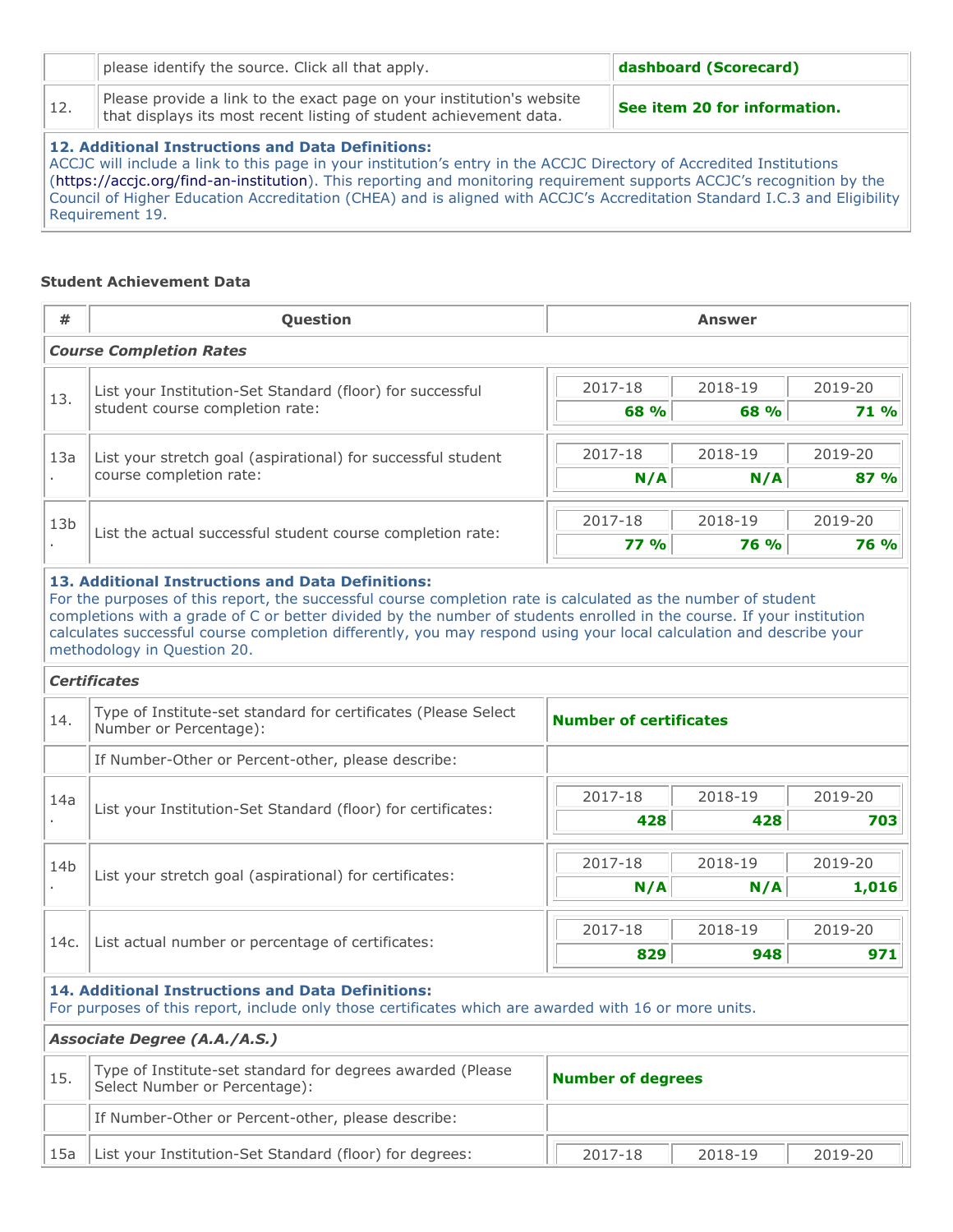| | | |
|---|---|---|
| | please identify the source. Click all that apply. | **dashboard (Scorecard)** |
| 12. | Please provide a link to the exact page on your institution's website that displays its most recent listing of student achievement data. | **See item 20 for information.** |

**12. Additional Instructions and Data Definitions:**
ACCJC will include a link to this page in your institution's entry in the ACCJC Directory of Accredited Institutions (https://accjc.org/find-an-institution). This reporting and monitoring requirement supports ACCJC's recognition by the Council of Higher Education Accreditation (CHEA) and is aligned with ACCJC's Accreditation Standard I.C.3 and Eligibility Requirement 19.

### Student Achievement Data

| # | Question | 2017-18 | 2018-19 | 2019-20 |
|---|---|---|---|---|
| ***Course Completion Rates*** | | | | |
| 13. | List your Institution-Set Standard (floor) for successful student course completion rate: | **68 %** | **68 %** | **71 %** |
| 13a. | List your stretch goal (aspirational) for successful student course completion rate: | **N/A** | **N/A** | **87 %** |
| 13b. | List the actual successful student course completion rate: | **77 %** | **76 %** | **76 %** |

**13. Additional Instructions and Data Definitions:**
For the purposes of this report, the successful course completion rate is calculated as the number of student completions with a grade of C or better divided by the number of students enrolled in the course. If your institution calculates successful course completion differently, you may respond using your local calculation and describe your methodology in Question 20.

| # | Question | 2017-18 | 2018-19 | 2019-20 |
|---|---|---|---|---|
| ***Certificates*** | | | | |
| 14. | Type of Institute-set standard for certificates (Please Select Number or Percentage): | **Number of certificates** | | |
| | If Number-Other or Percent-other, please describe: | | | |
| 14a. | List your Institution-Set Standard (floor) for certificates: | **428** | **428** | **703** |
| 14b. | List your stretch goal (aspirational) for certificates: | **N/A** | **N/A** | **1,016** |
| 14c. | List actual number or percentage of certificates: | **829** | **948** | **971** |

**14. Additional Instructions and Data Definitions:**
For purposes of this report, include only those certificates which are awarded with 16 or more units.

| # | Question | 2017-18 | 2018-19 | 2019-20 |
|---|---|---|---|---|
| ***Associate Degree (A.A./A.S.)*** | | | | |
| 15. | Type of Institute-set standard for degrees awarded (Please Select Number or Percentage): | **Number of degrees** | | |
| | If Number-Other or Percent-other, please describe: | | | |
| 15a | List your Institution-Set Standard (floor) for degrees: | | | |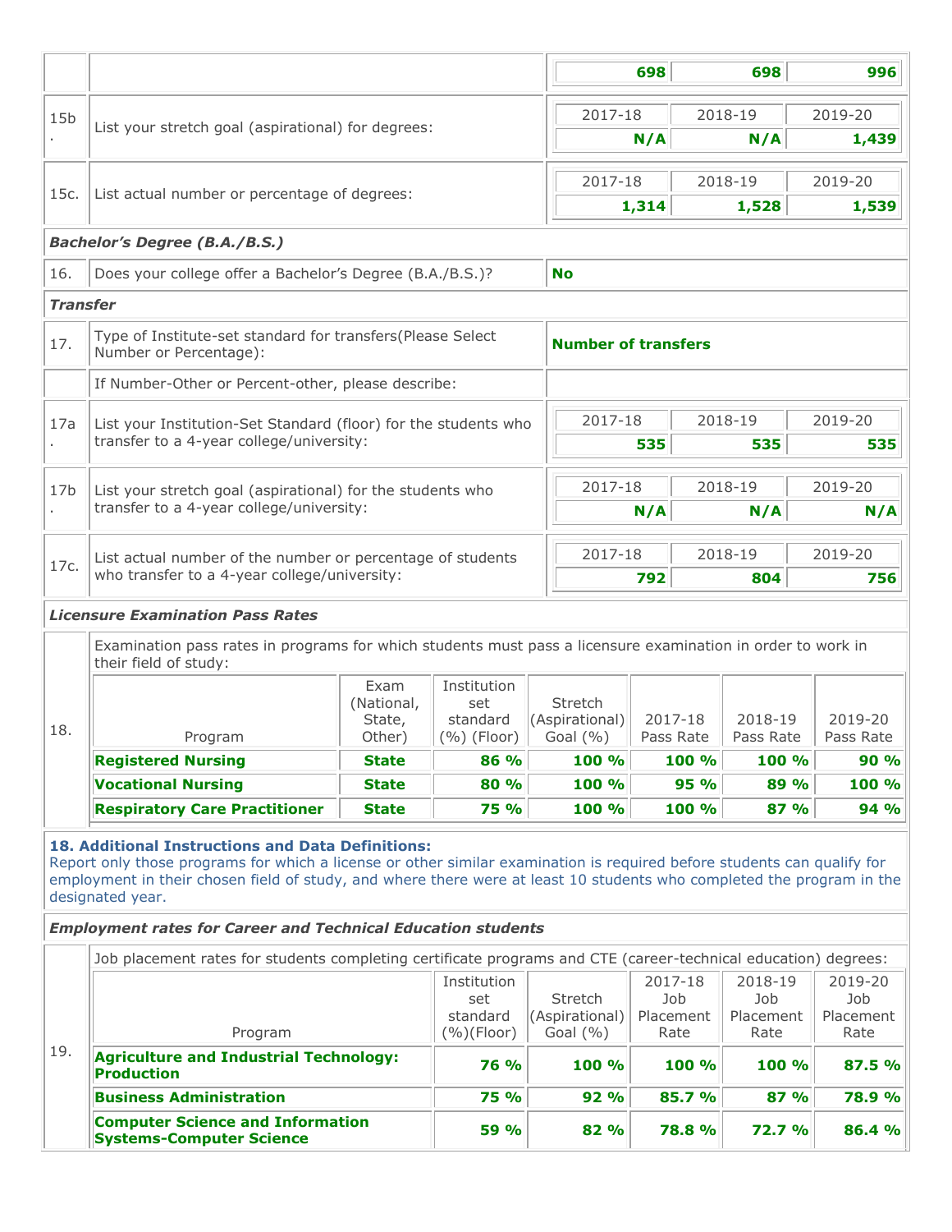| | | 698 | 698 | 996 |
|---|---|---|---|---|
| 15b. | List your stretch goal (aspirational) for degrees: | 2017-18 | 2018-19 | 2019-20 |
| | | **N/A** | **N/A** | **1,439** |
| 15c. | List actual number or percentage of degrees: | 2017-18 | 2018-19 | 2019-20 |
| | | **1,314** | **1,528** | **1,539** |

***Bachelor's Degree (B.A./B.S.)***

| | | |
|---|---|---|
| 16. | Does your college offer a Bachelor's Degree (B.A./B.S.)? | **No** |

***Transfer***

| | | | | |
|---|---|---|---|---|
| 17. | Type of Institute-set standard for transfers(Please Select Number or Percentage): | **Number of transfers** | | |
| | If Number-Other or Percent-other, please describe: | | | |
| 17a. | List your Institution-Set Standard (floor) for the students who transfer to a 4-year college/university: | 2017-18 | 2018-19 | 2019-20 |
| | | **535** | **535** | **535** |
| 17b. | List your stretch goal (aspirational) for the students who transfer to a 4-year college/university: | 2017-18 | 2018-19 | 2019-20 |
| | | **N/A** | **N/A** | **N/A** |
| 17c. | List actual number of the number or percentage of students who transfer to a 4-year college/university: | 2017-18 | 2018-19 | 2019-20 |
| | | **792** | **804** | **756** |

***Licensure Examination Pass Rates***

18. Examination pass rates in programs for which students must pass a licensure examination in order to work in their field of study:

| Program | Exam (National, State, Other) | Institution set standard (%) (Floor) | Stretch (Aspirational) Goal (%) | 2017-18 Pass Rate | 2018-19 Pass Rate | 2019-20 Pass Rate |
|---|---|---|---|---|---|---|
| **Registered Nursing** | **State** | **86 %** | **100 %** | **100 %** | **100 %** | **90 %** |
| **Vocational Nursing** | **State** | **80 %** | **100 %** | **95 %** | **89 %** | **100 %** |
| **Respiratory Care Practitioner** | **State** | **75 %** | **100 %** | **100 %** | **87 %** | **94 %** |

**18. Additional Instructions and Data Definitions:**
Report only those programs for which a license or other similar examination is required before students can qualify for employment in their chosen field of study, and where there were at least 10 students who completed the program in the designated year.

***Employment rates for Career and Technical Education students***

19. Job placement rates for students completing certificate programs and CTE (career-technical education) degrees:

| Program | Institution set standard (%)(Floor) | Stretch (Aspirational) Goal (%) | 2017-18 Job Placement Rate | 2018-19 Job Placement Rate | 2019-20 Job Placement Rate |
|---|---|---|---|---|---|
| **Agriculture and Industrial Technology: Production** | **76 %** | **100 %** | **100 %** | **100 %** | **87.5 %** |
| **Business Administration** | **75 %** | **92 %** | **85.7 %** | **87 %** | **78.9 %** |
| **Computer Science and Information Systems-Computer Science** | **59 %** | **82 %** | **78.8 %** | **72.7 %** | **86.4 %** |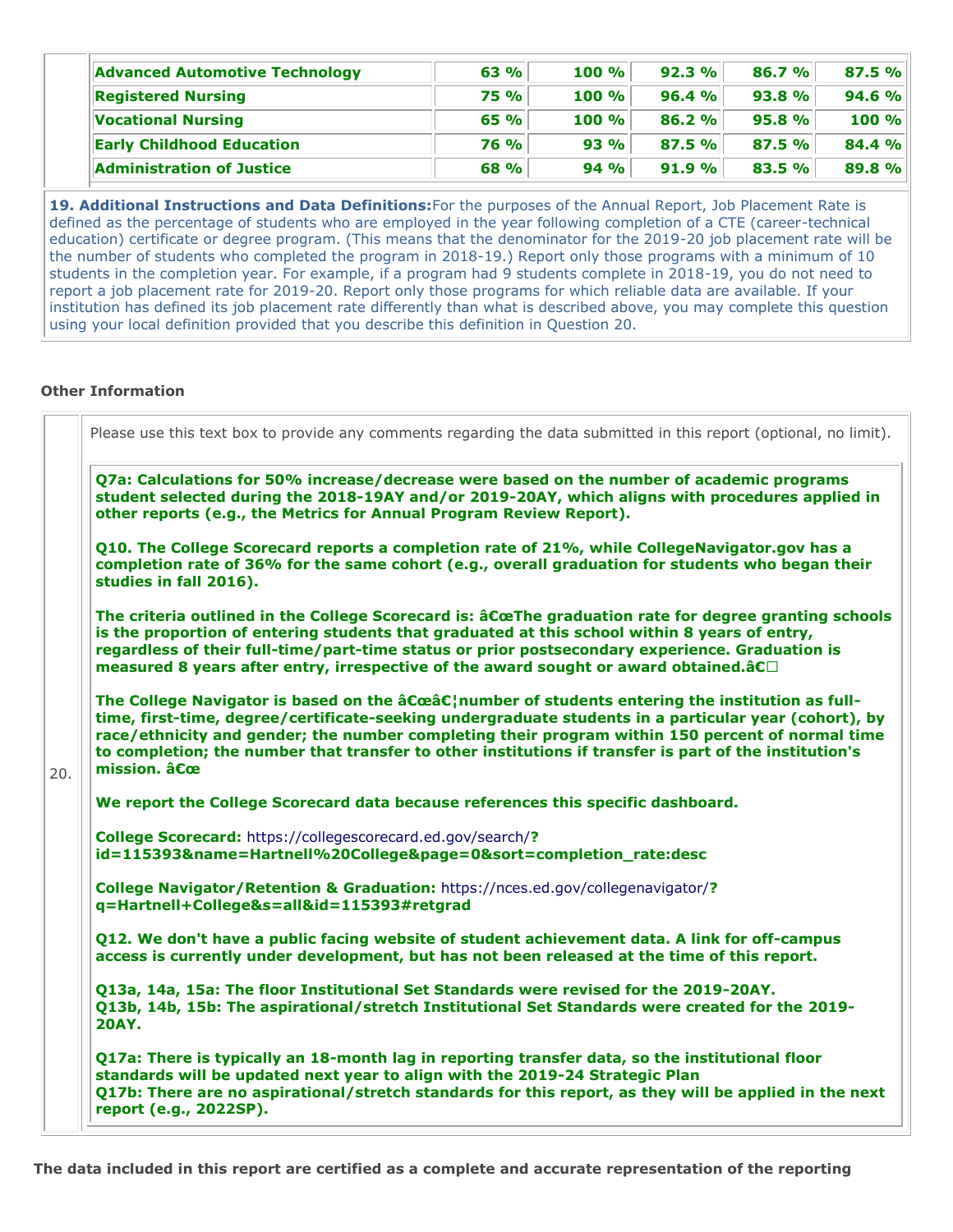| | | | | | |
|---|---|---|---|---|---|
| **Advanced Automotive Technology** | **63 %** | **100 %** | **92.3 %** | **86.7 %** | **87.5 %** |
| **Registered Nursing** | **75 %** | **100 %** | **96.4 %** | **93.8 %** | **94.6 %** |
| **Vocational Nursing** | **65 %** | **100 %** | **86.2 %** | **95.8 %** | **100 %** |
| **Early Childhood Education** | **76 %** | **93 %** | **87.5 %** | **87.5 %** | **84.4 %** |
| **Administration of Justice** | **68 %** | **94 %** | **91.9 %** | **83.5 %** | **89.8 %** |

**19. Additional Instructions and Data Definitions:** For the purposes of the Annual Report, Job Placement Rate is defined as the percentage of students who are employed in the year following completion of a CTE (career-technical education) certificate or degree program. (This means that the denominator for the 2019-20 job placement rate will be the number of students who completed the program in 2018-19.) Report only those programs with a minimum of 10 students in the completion year. For example, if a program had 9 students complete in 2018-19, you do not need to report a job placement rate for 2019-20. Report only those programs for which reliable data are available. If your institution has defined its job placement rate differently than what is described above, you may complete this question using your local definition provided that you describe this definition in Question 20.

### Other Information

20. Please use this text box to provide any comments regarding the data submitted in this report (optional, no limit).

**Q7a: Calculations for 50% increase/decrease were based on the number of academic programs student selected during the 2018-19AY and/or 2019-20AY, which aligns with procedures applied in other reports (e.g., the Metrics for Annual Program Review Report).**

**Q10. The College Scorecard reports a completion rate of 21%, while CollegeNavigator.gov has a completion rate of 36% for the same cohort (e.g., overall graduation for students who began their studies in fall 2016).**

**The criteria outlined in the College Scorecard is: â€œThe graduation rate for degree granting schools is the proportion of entering students that graduated at this school within 8 years of entry, regardless of their full-time/part-time status or prior postsecondary experience. Graduation is measured 8 years after entry, irrespective of the award sought or award obtained.â€**

**The College Navigator is based on the â€œâ€¦number of students entering the institution as full-time, first-time, degree/certificate-seeking undergraduate students in a particular year (cohort), by race/ethnicity and gender; the number completing their program within 150 percent of normal time to completion; the number that transfer to other institutions if transfer is part of the institution's mission. â€œ**

**We report the College Scorecard data because references this specific dashboard.**

**College Scorecard:** https://collegescorecard.ed.gov/search/?id=115393&name=Hartnell%20College&page=0&sort=completion_rate:desc

**College Navigator/Retention & Graduation:** https://nces.ed.gov/collegenavigator/?q=Hartnell+College&s=all&id=115393#retgrad

**Q12. We don't have a public facing website of student achievement data. A link for off-campus access is currently under development, but has not been released at the time of this report.**

**Q13a, 14a, 15a: The floor Institutional Set Standards were revised for the 2019-20AY.**
**Q13b, 14b, 15b: The aspirational/stretch Institutional Set Standards were created for the 2019-20AY.**

**Q17a: There is typically an 18-month lag in reporting transfer data, so the institutional floor standards will be updated next year to align with the 2019-24 Strategic Plan**
**Q17b: There are no aspirational/stretch standards for this report, as they will be applied in the next report (e.g., 2022SP).**

**The data included in this report are certified as a complete and accurate representation of the reporting**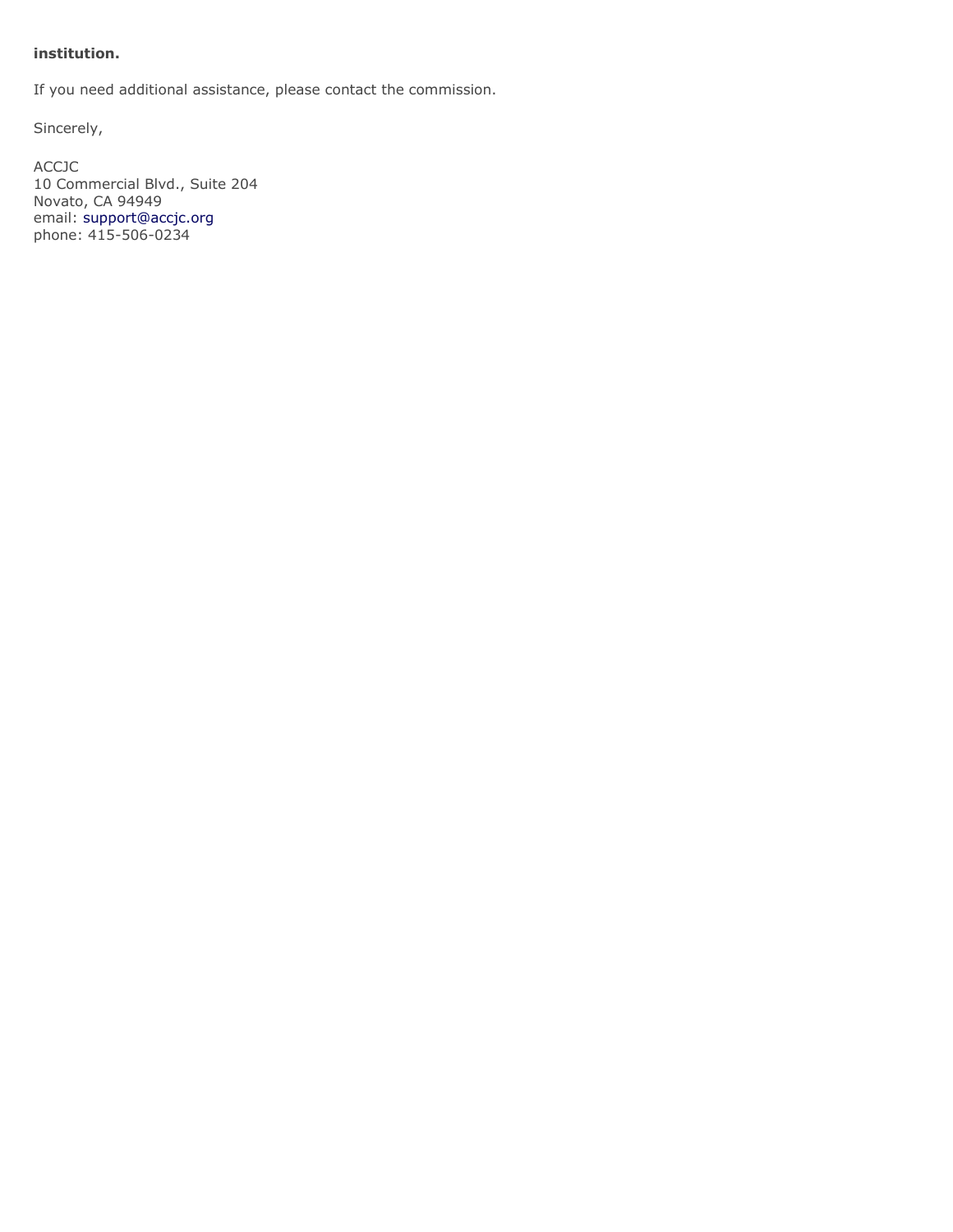**institution.**

If you need additional assistance, please contact the commission.

Sincerely,

ACCJC
10 Commercial Blvd., Suite 204
Novato, CA 94949
email: support@accjc.org
phone: 415-506-0234